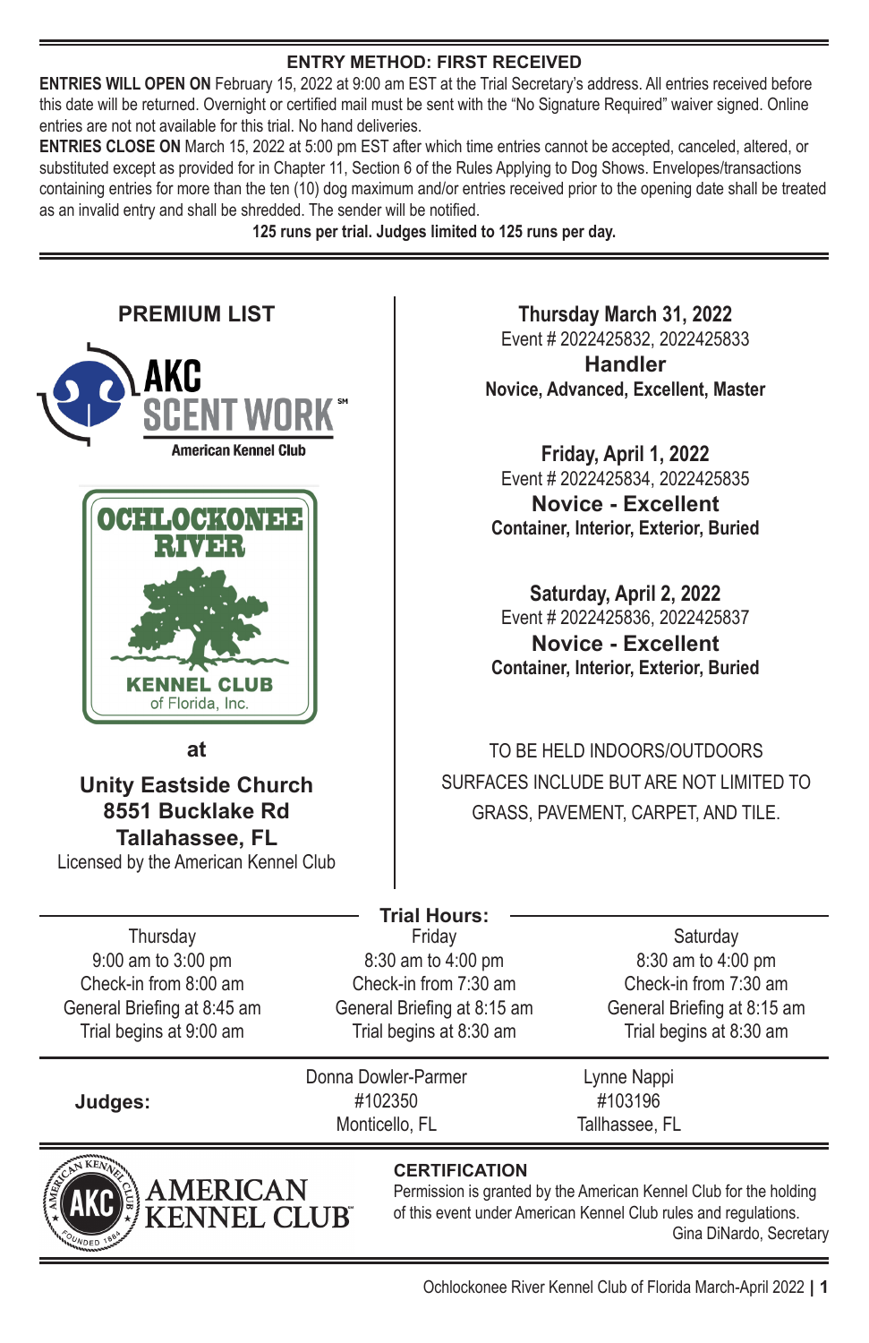## ENTRY METHOD: FIRST RECEIVED

**ENTRIES WILL OPEN ON** February 15, 2022 at 9:00 am EST at the Trial Secretary's address. All entries received before this date will be returned. Overnight or certified mail must be sent with the "No Signature Required" waiver signed. Online entries are not not available for this trial. No hand deliveries.

**ENTRIES CLOSE ON** March 15, 2022 at 5:00 pm EST after which time entries cannot be accepted, canceled, altered, or substituted except as provided for in Chapter 11, Section 6 of the Rules Applying to Dog Shows. Envelopes/transactions containing entries for more than the ten (10) dog maximum and/or entries received prior to the opening date shall be treated as an invalid entry and shall be shredded. The sender will be notified.

**125 runs per trial. Judges limited to 125 runs per day.**

# PREMIUM LIST

AKC SCENT WORK℠
American Kennel Club

OCHLOCKONEE RIVER
KENNEL CLUB
of Florida, Inc.

**at**

**Unity Eastside Church**
**8551 Bucklake Rd**
**Tallahassee, FL**

Licensed by the American Kennel Club

**Thursday March 31, 2022**
Event # 2022425832, 2022425833
**Handler**
**Novice, Advanced, Excellent, Master**

**Friday, April 1, 2022**
Event # 2022425834, 2022425835
**Novice - Excellent**
**Container, Interior, Exterior, Buried**

**Saturday, April 2, 2022**
Event # 2022425836, 2022425837
**Novice - Excellent**
**Container, Interior, Exterior, Buried**

TO BE HELD INDOORS/OUTDOORS
SURFACES INCLUDE BUT ARE NOT LIMITED TO GRASS, PAVEMENT, CARPET, AND TILE.

## Trial Hours:

| Thursday | Friday | Saturday |
|---|---|---|
| 9:00 am to 3:00 pm | 8:30 am to 4:00 pm | 8:30 am to 4:00 pm |
| Check-in from 8:00 am | Check-in from 7:30 am | Check-in from 7:30 am |
| General Briefing at 8:45 am | General Briefing at 8:15 am | General Briefing at 8:15 am |
| Trial begins at 9:00 am | Trial begins at 8:30 am | Trial begins at 8:30 am |

**Judges:**

| Donna Dowler-Parmer | Lynne Nappi |
|---|---|
| #102350 | #103196 |
| Monticello, FL | Tallhassee, FL |

AMERICAN KENNEL CLUB

**CERTIFICATION**

Permission is granted by the American Kennel Club for the holding of this event under American Kennel Club rules and regulations.

Gina DiNardo, Secretary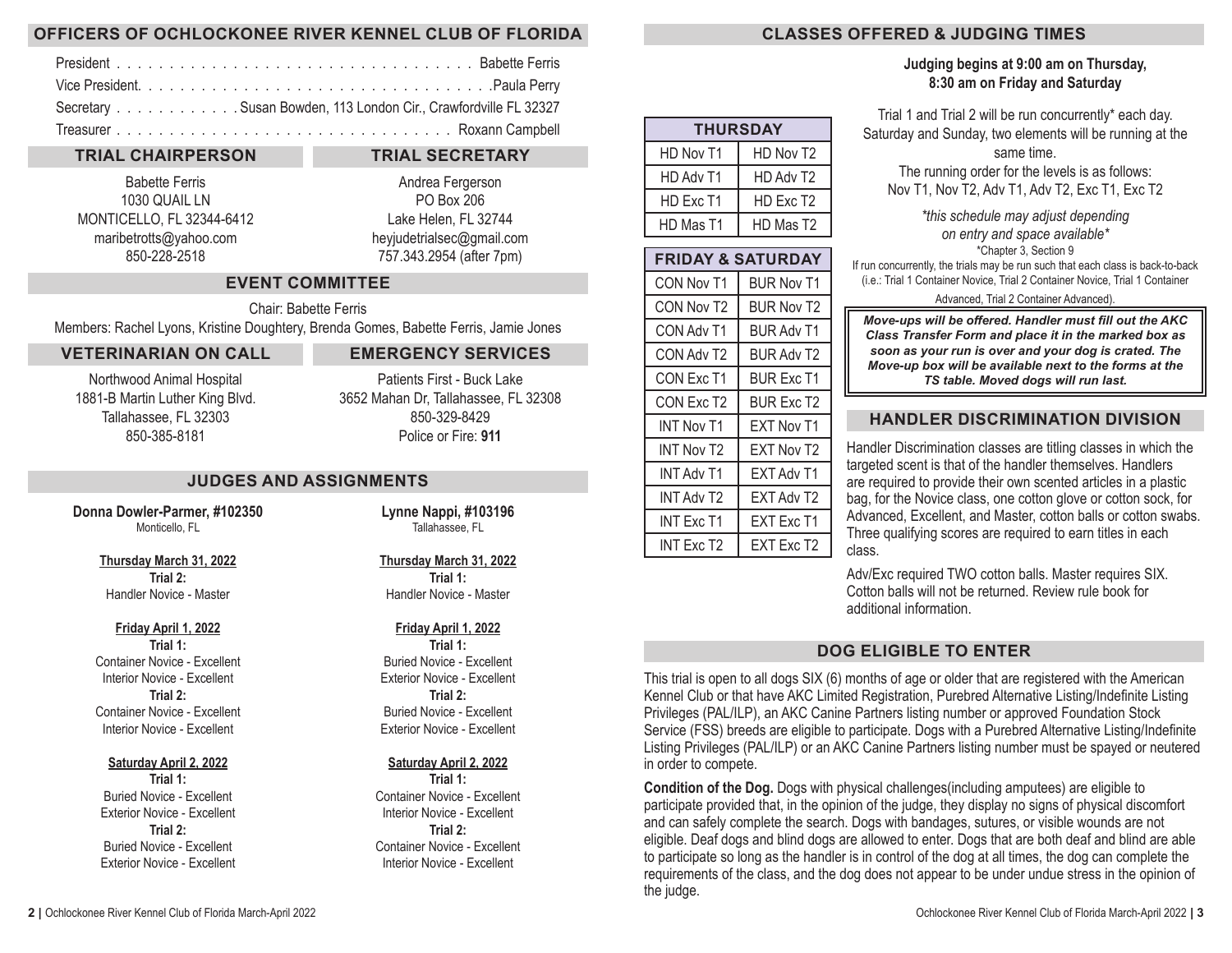## OFFICERS OF OCHLOCKONEE RIVER KENNEL CLUB OF FLORIDA

President . . . . . . . . . . . . . . . . . . . . . . . . . . . . . . . . . Babette Ferris
Vice President. . . . . . . . . . . . . . . . . . . . . . . . . . . . . . . . .Paula Perry
Secretary . . . . . . . . . . . . Susan Bowden, 113 London Cir., Crawfordville FL 32327
Treasurer . . . . . . . . . . . . . . . . . . . . . . . . . . . . . . . . . Roxann Campbell

## TRIAL CHAIRPERSON

Babette Ferris
1030 QUAIL LN
MONTICELLO, FL 32344-6412
maribetrotts@yahoo.com
850-228-2518

## TRIAL SECRETARY

Andrea Fergerson
PO Box 206
Lake Helen, FL 32744
heyjudetrialsec@gmail.com
757.343.2954 (after 7pm)

## EVENT COMMITTEE

Chair: Babette Ferris
Members: Rachel Lyons, Kristine Doughtery, Brenda Gomes, Babette Ferris, Jamie Jones

## VETERINARIAN ON CALL

Northwood Animal Hospital
1881-B Martin Luther King Blvd.
Tallahassee, FL 32303
850-385-8181

## EMERGENCY SERVICES

Patients First - Buck Lake
3652 Mahan Dr, Tallahassee, FL 32308
850-329-8429
Police or Fire: **911**

## JUDGES AND ASSIGNMENTS

**Donna Dowler-Parmer, #102350**
Monticello, FL

**Thursday March 31, 2022**
**Trial 2:**
Handler Novice - Master

**Friday April 1, 2022**
**Trial 1:**
Container Novice - Excellent
Interior Novice - Excellent
**Trial 2:**
Container Novice - Excellent
Interior Novice - Excellent

**Saturday April 2, 2022**
**Trial 1:**
Buried Novice - Excellent
Exterior Novice - Excellent
**Trial 2:**
Buried Novice - Excellent
Exterior Novice - Excellent

**Lynne Nappi, #103196**
Tallahassee, FL

**Thursday March 31, 2022**
**Trial 1:**
Handler Novice - Master

**Friday April 1, 2022**
**Trial 1:**
Buried Novice - Excellent
Exterior Novice - Excellent
**Trial 2:**
Buried Novice - Excellent
Exterior Novice - Excellent

**Saturday April 2, 2022**
**Trial 1:**
Container Novice - Excellent
Interior Novice - Excellent
**Trial 2:**
Container Novice - Excellent
Interior Novice - Excellent

## CLASSES OFFERED & JUDGING TIMES

| THURSDAY | |
|---|---|
| HD Nov T1 | HD Nov T2 |
| HD Adv T1 | HD Adv T2 |
| HD Exc T1 | HD Exc T2 |
| HD Mas T1 | HD Mas T2 |

| FRIDAY & SATURDAY | |
|---|---|
| CON Nov T1 | BUR Nov T1 |
| CON Nov T2 | BUR Nov T2 |
| CON Adv T1 | BUR Adv T1 |
| CON Adv T2 | BUR Adv T2 |
| CON Exc T1 | BUR Exc T1 |
| CON Exc T2 | BUR Exc T2 |
| INT Nov T1 | EXT Nov T1 |
| INT Nov T2 | EXT Nov T2 |
| INT Adv T1 | EXT Adv T1 |
| INT Adv T2 | EXT Adv T2 |
| INT Exc T1 | EXT Exc T1 |
| INT Exc T2 | EXT Exc T2 |

**Judging begins at 9:00 am on Thursday,**
**8:30 am on Friday and Saturday**

Trial 1 and Trial 2 will be run concurrently* each day. Saturday and Sunday, two elements will be running at the same time.
The running order for the levels is as follows:
Nov T1, Nov T2, Adv T1, Adv T2, Exc T1, Exc T2

*\*this schedule may adjust depending on entry and space available\**

\*Chapter 3, Section 9
If run concurrently, the trials may be run such that each class is back-to-back (i.e.: Trial 1 Container Novice, Trial 2 Container Novice, Trial 1 Container Advanced, Trial 2 Container Advanced).

***Move-ups will be offered. Handler must fill out the AKC Class Transfer Form and place it in the marked box as soon as your run is over and your dog is crated. The Move-up box will be available next to the forms at the TS table. Moved dogs will run last.***

## HANDLER DISCRIMINATION DIVISION

Handler Discrimination classes are titling classes in which the targeted scent is that of the handler themselves. Handlers are required to provide their own scented articles in a plastic bag, for the Novice class, one cotton glove or cotton sock, for Advanced, Excellent, and Master, cotton balls or cotton swabs. Three qualifying scores are required to earn titles in each class.

Adv/Exc required TWO cotton balls. Master requires SIX. Cotton balls will not be returned. Review rule book for additional information.

## DOG ELIGIBLE TO ENTER

This trial is open to all dogs SIX (6) months of age or older that are registered with the American Kennel Club or that have AKC Limited Registration, Purebred Alternative Listing/Indefinite Listing Privileges (PAL/ILP), an AKC Canine Partners listing number or approved Foundation Stock Service (FSS) breeds are eligible to participate. Dogs with a Purebred Alternative Listing/Indefinite Listing Privileges (PAL/ILP) or an AKC Canine Partners listing number must be spayed or neutered in order to compete.

**Condition of the Dog.** Dogs with physical challenges(including amputees) are eligible to participate provided that, in the opinion of the judge, they display no signs of physical discomfort and can safely complete the search. Dogs with bandages, sutures, or visible wounds are not eligible. Deaf dogs and blind dogs are allowed to enter. Dogs that are both deaf and blind are able to participate so long as the handler is in control of the dog at all times, the dog can complete the requirements of the class, and the dog does not appear to be under undue stress in the opinion of the judge.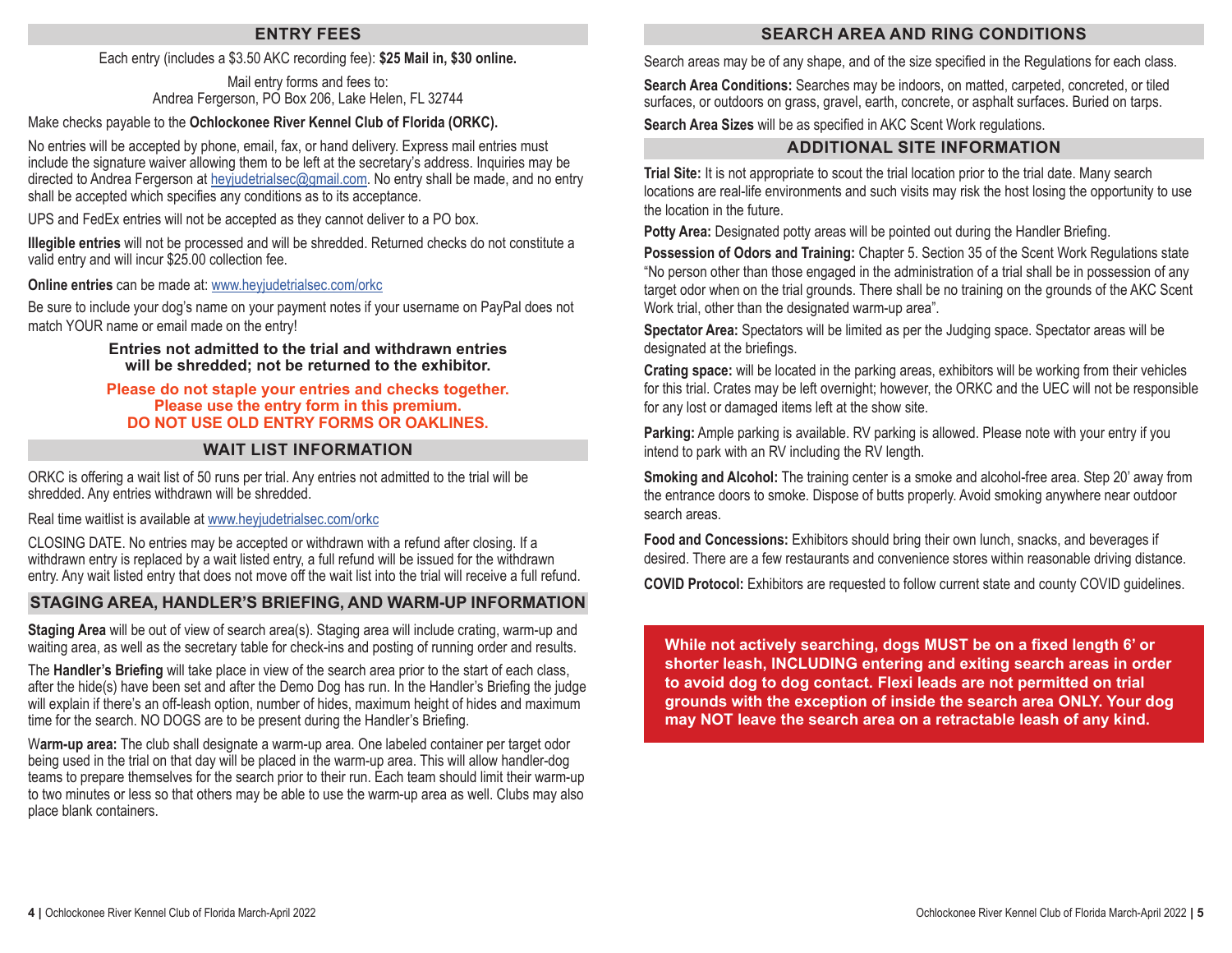## ENTRY FEES

Each entry (includes a $3.50 AKC recording fee): **$25 Mail in, $30 online.**

Mail entry forms and fees to:
Andrea Fergerson, PO Box 206, Lake Helen, FL 32744

Make checks payable to the **Ochlockonee River Kennel Club of Florida (ORKC).**

No entries will be accepted by phone, email, fax, or hand delivery. Express mail entries must include the signature waiver allowing them to be left at the secretary's address. Inquiries may be directed to Andrea Fergerson at heyjudetrialsec@gmail.com. No entry shall be made, and no entry shall be accepted which specifies any conditions as to its acceptance.

UPS and FedEx entries will not be accepted as they cannot deliver to a PO box.

**Illegible entries** will not be processed and will be shredded. Returned checks do not constitute a valid entry and will incur $25.00 collection fee.

**Online entries** can be made at: www.heyjudetrialsec.com/orkc

Be sure to include your dog's name on your payment notes if your username on PayPal does not match YOUR name or email made on the entry!

**Entries not admitted to the trial and withdrawn entries will be shredded; not be returned to the exhibitor.**

**Please do not staple your entries and checks together. Please use the entry form in this premium. DO NOT USE OLD ENTRY FORMS OR OAKLINES.**

## WAIT LIST INFORMATION

ORKC is offering a wait list of 50 runs per trial. Any entries not admitted to the trial will be shredded. Any entries withdrawn will be shredded.

Real time waitlist is available at www.heyjudetrialsec.com/orkc

CLOSING DATE. No entries may be accepted or withdrawn with a refund after closing. If a withdrawn entry is replaced by a wait listed entry, a full refund will be issued for the withdrawn entry. Any wait listed entry that does not move off the wait list into the trial will receive a full refund.

## STAGING AREA, HANDLER'S BRIEFING, AND WARM-UP INFORMATION

**Staging Area** will be out of view of search area(s). Staging area will include crating, warm-up and waiting area, as well as the secretary table for check-ins and posting of running order and results.

The **Handler's Briefing** will take place in view of the search area prior to the start of each class, after the hide(s) have been set and after the Demo Dog has run. In the Handler's Briefing the judge will explain if there's an off-leash option, number of hides, maximum height of hides and maximum time for the search. NO DOGS are to be present during the Handler's Briefing.

W**arm-up area:** The club shall designate a warm-up area. One labeled container per target odor being used in the trial on that day will be placed in the warm-up area. This will allow handler-dog teams to prepare themselves for the search prior to their run. Each team should limit their warm-up to two minutes or less so that others may be able to use the warm-up area as well. Clubs may also place blank containers.

## SEARCH AREA AND RING CONDITIONS

Search areas may be of any shape, and of the size specified in the Regulations for each class.

**Search Area Conditions:** Searches may be indoors, on matted, carpeted, concreted, or tiled surfaces, or outdoors on grass, gravel, earth, concrete, or asphalt surfaces. Buried on tarps.

**Search Area Sizes** will be as specified in AKC Scent Work regulations.

## ADDITIONAL SITE INFORMATION

**Trial Site:** It is not appropriate to scout the trial location prior to the trial date. Many search locations are real-life environments and such visits may risk the host losing the opportunity to use the location in the future.

**Potty Area:** Designated potty areas will be pointed out during the Handler Briefing.

**Possession of Odors and Training:** Chapter 5. Section 35 of the Scent Work Regulations state "No person other than those engaged in the administration of a trial shall be in possession of any target odor when on the trial grounds. There shall be no training on the grounds of the AKC Scent Work trial, other than the designated warm-up area".

**Spectator Area:** Spectators will be limited as per the Judging space. Spectator areas will be designated at the briefings.

**Crating space:** will be located in the parking areas, exhibitors will be working from their vehicles for this trial. Crates may be left overnight; however, the ORKC and the UEC will not be responsible for any lost or damaged items left at the show site.

**Parking:** Ample parking is available. RV parking is allowed. Please note with your entry if you intend to park with an RV including the RV length.

**Smoking and Alcohol:** The training center is a smoke and alcohol-free area. Step 20' away from the entrance doors to smoke. Dispose of butts properly. Avoid smoking anywhere near outdoor search areas.

**Food and Concessions:** Exhibitors should bring their own lunch, snacks, and beverages if desired. There are a few restaurants and convenience stores within reasonable driving distance.

**COVID Protocol:** Exhibitors are requested to follow current state and county COVID guidelines.

**While not actively searching, dogs MUST be on a fixed length 6' or shorter leash, INCLUDING entering and exiting search areas in order to avoid dog to dog contact. Flexi leads are not permitted on trial grounds with the exception of inside the search area ONLY. Your dog may NOT leave the search area on a retractable leash of any kind.**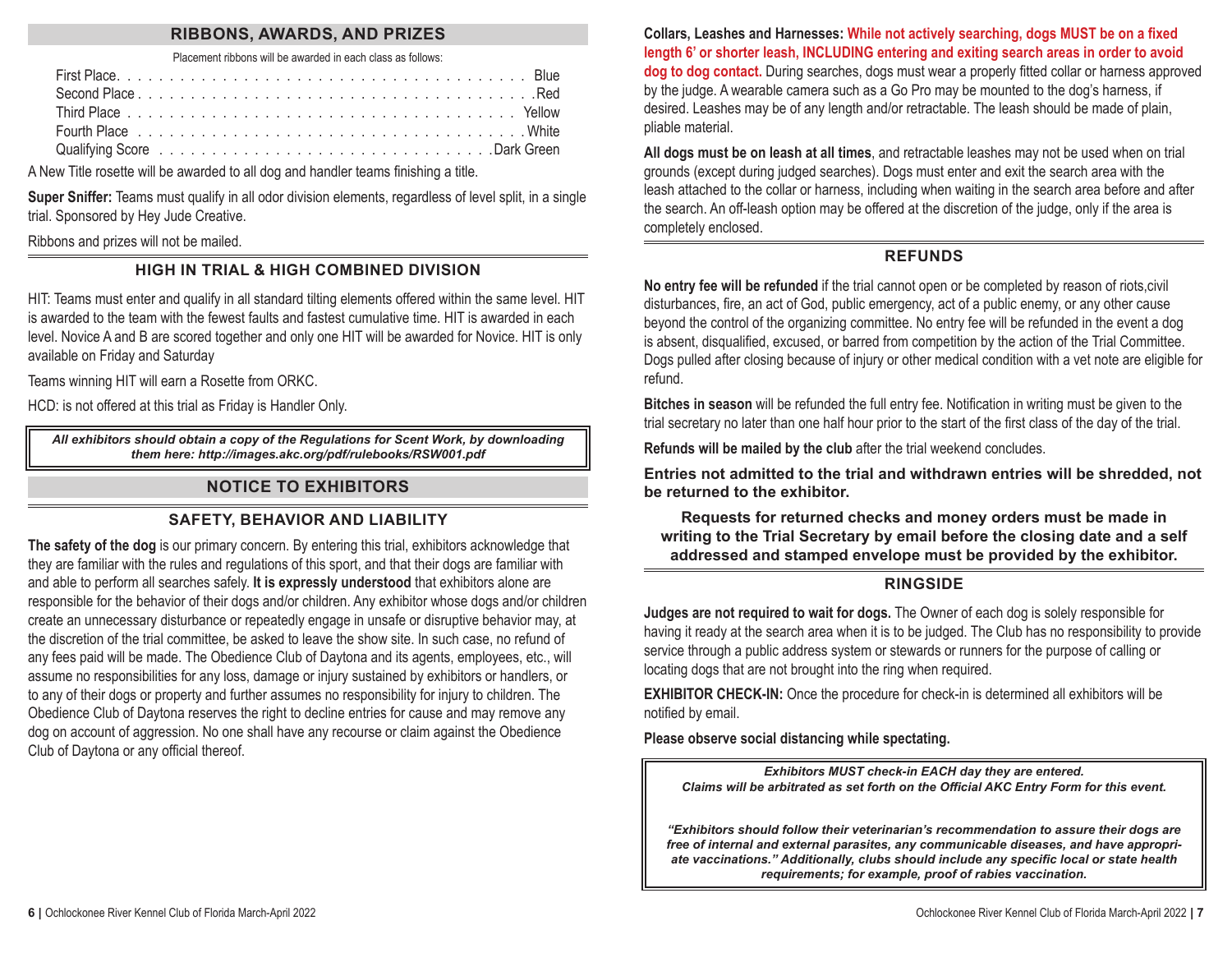## RIBBONS, AWARDS, AND PRIZES

Placement ribbons will be awarded in each class as follows:

| Placement | Ribbon |
|---|---|
| First Place | Blue |
| Second Place | Red |
| Third Place | Yellow |
| Fourth Place | White |
| Qualifying Score | Dark Green |

A New Title rosette will be awarded to all dog and handler teams finishing a title.

**Super Sniffer:** Teams must qualify in all odor division elements, regardless of level split, in a single trial. Sponsored by Hey Jude Creative.

Ribbons and prizes will not be mailed.

## HIGH IN TRIAL & HIGH COMBINED DIVISION

HIT: Teams must enter and qualify in all standard tilting elements offered within the same level. HIT is awarded to the team with the fewest faults and fastest cumulative time. HIT is awarded in each level. Novice A and B are scored together and only one HIT will be awarded for Novice. HIT is only available on Friday and Saturday

Teams winning HIT will earn a Rosette from ORKC.

HCD: is not offered at this trial as Friday is Handler Only.

***All exhibitors should obtain a copy of the Regulations for Scent Work, by downloading them here: http://images.akc.org/pdf/rulebooks/RSW001.pdf***

## NOTICE TO EXHIBITORS

### SAFETY, BEHAVIOR AND LIABILITY

**The safety of the dog** is our primary concern. By entering this trial, exhibitors acknowledge that they are familiar with the rules and regulations of this sport, and that their dogs are familiar with and able to perform all searches safely. **It is expressly understood** that exhibitors alone are responsible for the behavior of their dogs and/or children. Any exhibitor whose dogs and/or children create an unnecessary disturbance or repeatedly engage in unsafe or disruptive behavior may, at the discretion of the trial committee, be asked to leave the show site. In such case, no refund of any fees paid will be made. The Obedience Club of Daytona and its agents, employees, etc., will assume no responsibilities for any loss, damage or injury sustained by exhibitors or handlers, or to any of their dogs or property and further assumes no responsibility for injury to children. The Obedience Club of Daytona reserves the right to decline entries for cause and may remove any dog on account of aggression. No one shall have any recourse or claim against the Obedience Club of Daytona or any official thereof.

**Collars, Leashes and Harnesses: While not actively searching, dogs MUST be on a fixed length 6' or shorter leash, INCLUDING entering and exiting search areas in order to avoid dog to dog contact.** During searches, dogs must wear a properly fitted collar or harness approved by the judge. A wearable camera such as a Go Pro may be mounted to the dog's harness, if desired. Leashes may be of any length and/or retractable. The leash should be made of plain, pliable material.

**All dogs must be on leash at all times**, and retractable leashes may not be used when on trial grounds (except during judged searches). Dogs must enter and exit the search area with the leash attached to the collar or harness, including when waiting in the search area before and after the search. An off-leash option may be offered at the discretion of the judge, only if the area is completely enclosed.

### REFUNDS

**No entry fee will be refunded** if the trial cannot open or be completed by reason of riots,civil disturbances, fire, an act of God, public emergency, act of a public enemy, or any other cause beyond the control of the organizing committee. No entry fee will be refunded in the event a dog is absent, disqualified, excused, or barred from competition by the action of the Trial Committee. Dogs pulled after closing because of injury or other medical condition with a vet note are eligible for refund.

**Bitches in season** will be refunded the full entry fee. Notification in writing must be given to the trial secretary no later than one half hour prior to the start of the first class of the day of the trial.

**Refunds will be mailed by the club** after the trial weekend concludes.

**Entries not admitted to the trial and withdrawn entries will be shredded, not be returned to the exhibitor.**

**Requests for returned checks and money orders must be made in writing to the Trial Secretary by email before the closing date and a self addressed and stamped envelope must be provided by the exhibitor.**

### RINGSIDE

**Judges are not required to wait for dogs.** The Owner of each dog is solely responsible for having it ready at the search area when it is to be judged. The Club has no responsibility to provide service through a public address system or stewards or runners for the purpose of calling or locating dogs that are not brought into the ring when required.

**EXHIBITOR CHECK-IN:** Once the procedure for check-in is determined all exhibitors will be notified by email.

**Please observe social distancing while spectating.**

***Exhibitors MUST check-in EACH day they are entered.***
***Claims will be arbitrated as set forth on the Official AKC Entry Form for this event.***

***"Exhibitors should follow their veterinarian's recommendation to assure their dogs are free of internal and external parasites, any communicable diseases, and have appropriate vaccinations." Additionally, clubs should include any specific local or state health requirements; for example, proof of rabies vaccination.***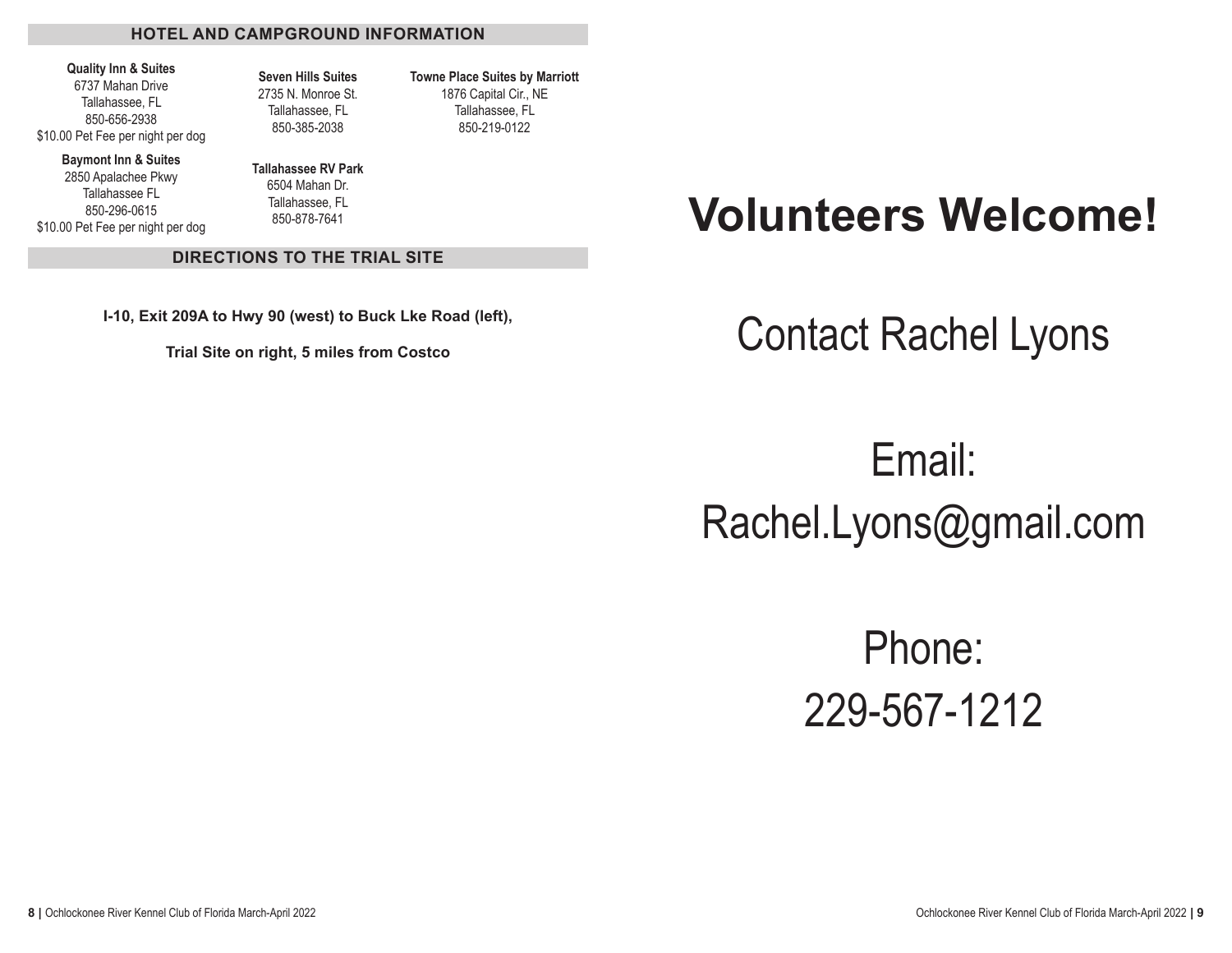## HOTEL AND CAMPGROUND INFORMATION

**Quality Inn & Suites**
6737 Mahan Drive
Tallahassee, FL
850-656-2938
$10.00 Pet Fee per night per dog

**Baymont Inn & Suites**
2850 Apalachee Pkwy
Tallahassee FL
850-296-0615
$10.00 Pet Fee per night per dog

**Seven Hills Suites**
2735 N. Monroe St.
Tallahassee, FL
850-385-2038

**Tallahassee RV Park**
6504 Mahan Dr.
Tallahassee, FL
850-878-7641

**Towne Place Suites by Marriott**
1876 Capital Cir., NE
Tallahassee, FL
850-219-0122

## DIRECTIONS TO THE TRIAL SITE

**I-10, Exit 209A to Hwy 90 (west) to Buck Lke Road (left),**

**Trial Site on right, 5 miles from Costco**

# Volunteers Welcome!

Contact Rachel Lyons

Email:
Rachel.Lyons@gmail.com

Phone:
229-567-1212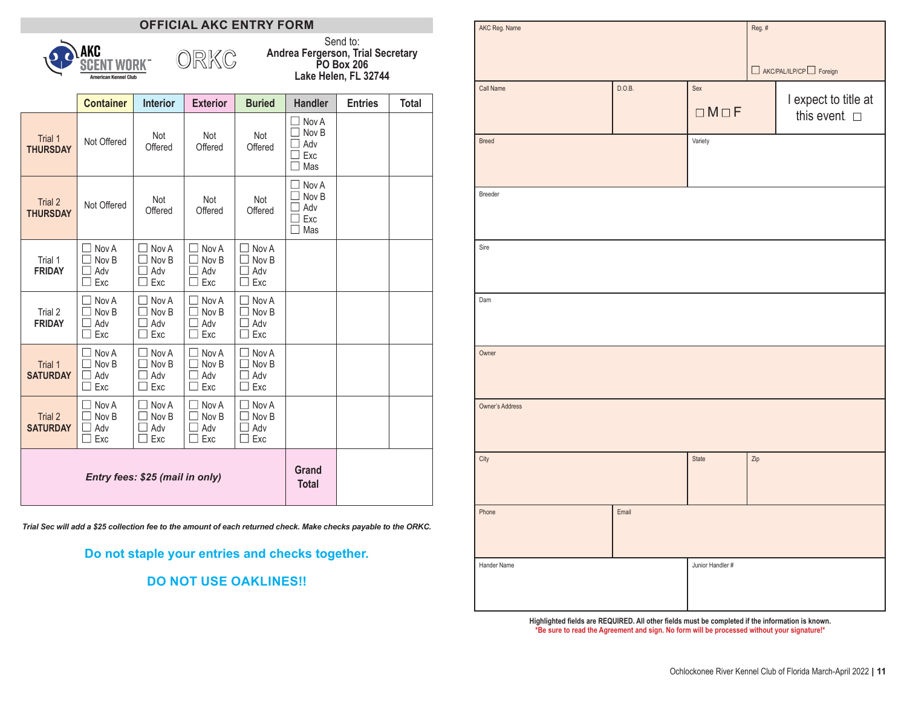## OFFICIAL AKC ENTRY FORM

AKC SCENT WORK American Kennel Club — ORKC

Send to:
**Andrea Fergerson, Trial Secretary**
**PO Box 206**
**Lake Helen, FL 32744**

| | Container | Interior | Exterior | Buried | Handler | Entries | Total |
|---|---|---|---|---|---|---|---|
| Trial 1 **THURSDAY** | Not Offered | Not Offered | Not Offered | Not Offered | ☐ Nov A ☐ Nov B ☐ Adv ☐ Exc ☐ Mas | | |
| Trial 2 **THURSDAY** | Not Offered | Not Offered | Not Offered | Not Offered | ☐ Nov A ☐ Nov B ☐ Adv ☐ Exc ☐ Mas | | |
| Trial 1 **FRIDAY** | ☐ Nov A ☐ Nov B ☐ Adv ☐ Exc | ☐ Nov A ☐ Nov B ☐ Adv ☐ Exc | ☐ Nov A ☐ Nov B ☐ Adv ☐ Exc | ☐ Nov A ☐ Nov B ☐ Adv ☐ Exc | | | |
| Trial 2 **FRIDAY** | ☐ Nov A ☐ Nov B ☐ Adv ☐ Exc | ☐ Nov A ☐ Nov B ☐ Adv ☐ Exc | ☐ Nov A ☐ Nov B ☐ Adv ☐ Exc | ☐ Nov A ☐ Nov B ☐ Adv ☐ Exc | | | |
| Trial 1 **SATURDAY** | ☐ Nov A ☐ Nov B ☐ Adv ☐ Exc | ☐ Nov A ☐ Nov B ☐ Adv ☐ Exc | ☐ Nov A ☐ Nov B ☐ Adv ☐ Exc | ☐ Nov A ☐ Nov B ☐ Adv ☐ Exc | | | |
| Trial 2 **SATURDAY** | ☐ Nov A ☐ Nov B ☐ Adv ☐ Exc | ☐ Nov A ☐ Nov B ☐ Adv ☐ Exc | ☐ Nov A ☐ Nov B ☐ Adv ☐ Exc | ☐ Nov A ☐ Nov B ☐ Adv ☐ Exc | | | |
| ***Entry fees: $25 (mail in only)*** | | | | | **Grand Total** | | |

***Trial Sec will add a $25 collection fee to the amount of each returned check. Make checks payable to the ORKC.***

**Do not staple your entries and checks together.**

**DO NOT USE OAKLINES!!**

| | | | |
|---|---|---|---|
| AKC Reg. Name | | | Reg. # ☐ AKC/PAL/ILP/CP ☐ Foreign |
| Call Name | D.O.B. | Sex ☐ M ☐ F | I expect to title at this event. ☐ |
| Breed | | Variety | |
| Breeder | | | |
| Sire | | | |
| Dam | | | |
| Owner | | | |
| Owner's Address | | | |
| City | | State | Zip |
| Phone | Email | | |
| Hander Name | | Junior Handler # | |

**Highlighted fields are REQUIRED. All other fields must be completed if the information is known.**
***Be sure to read the Agreement and sign. No form will be processed without your signature!***

Ochlockonee River Kennel Club of Florida March-April 2022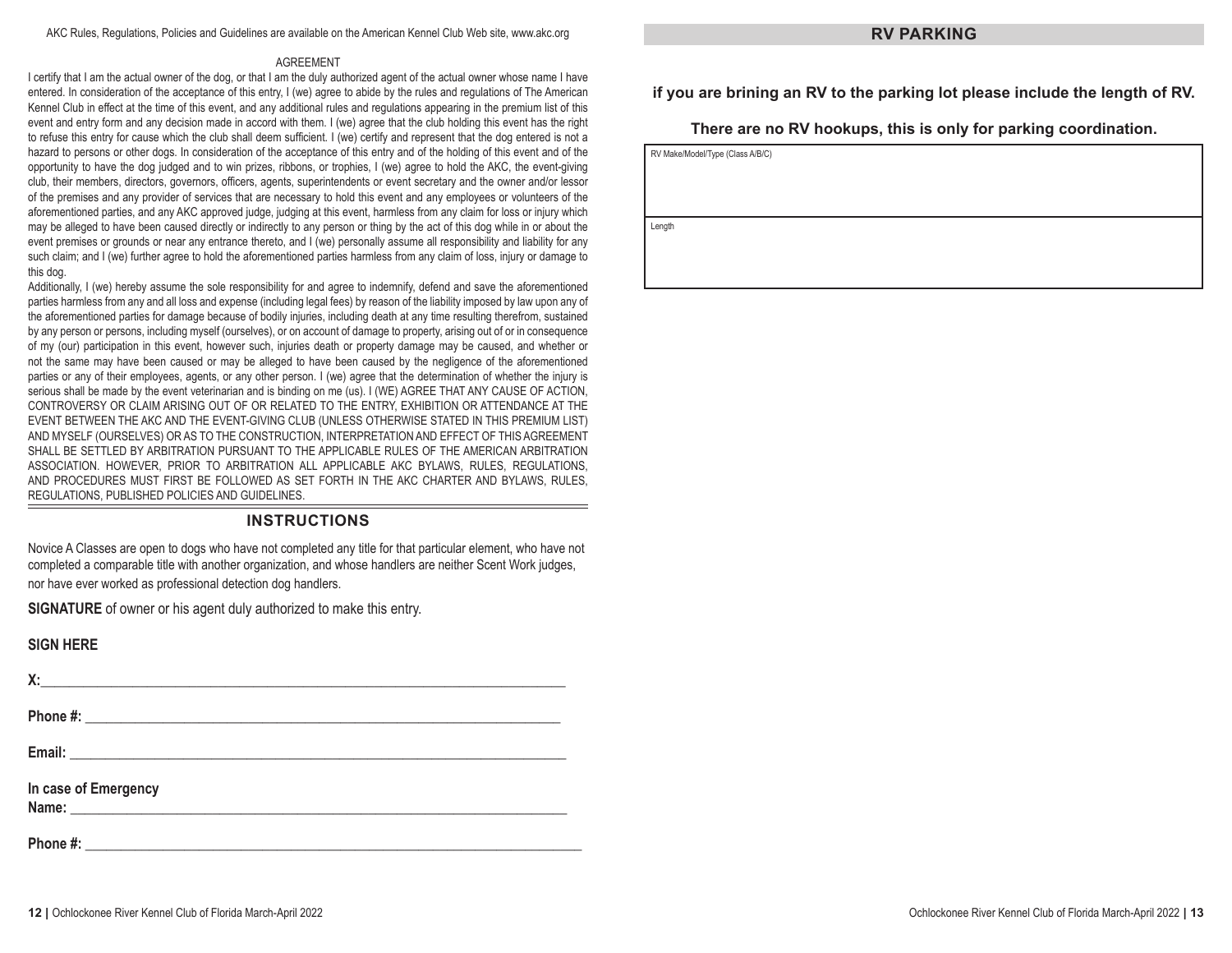AKC Rules, Regulations, Policies and Guidelines are available on the American Kennel Club Web site, www.akc.org

AGREEMENT

I certify that I am the actual owner of the dog, or that I am the duly authorized agent of the actual owner whose name I have entered. In consideration of the acceptance of this entry, I (we) agree to abide by the rules and regulations of The American Kennel Club in effect at the time of this event, and any additional rules and regulations appearing in the premium list of this event and entry form and any decision made in accord with them. I (we) agree that the club holding this event has the right to refuse this entry for cause which the club shall deem sufficient. I (we) certify and represent that the dog entered is not a hazard to persons or other dogs. In consideration of the acceptance of this entry and of the holding of this event and of the opportunity to have the dog judged and to win prizes, ribbons, or trophies, I (we) agree to hold the AKC, the event-giving club, their members, directors, governors, officers, agents, superintendents or event secretary and the owner and/or lessor of the premises and any provider of services that are necessary to hold this event and any employees or volunteers of the aforementioned parties, and any AKC approved judge, judging at this event, harmless from any claim for loss or injury which may be alleged to have been caused directly or indirectly to any person or thing by the act of this dog while in or about the event premises or grounds or near any entrance thereto, and I (we) personally assume all responsibility and liability for any such claim; and I (we) further agree to hold the aforementioned parties harmless from any claim of loss, injury or damage to this dog.

Additionally, I (we) hereby assume the sole responsibility for and agree to indemnify, defend and save the aforementioned parties harmless from any and all loss and expense (including legal fees) by reason of the liability imposed by law upon any of the aforementioned parties for damage because of bodily injuries, including death at any time resulting therefrom, sustained by any person or persons, including myself (ourselves), or on account of damage to property, arising out of or in consequence of my (our) participation in this event, however such, injuries death or property damage may be caused, and whether or not the same may have been caused or may be alleged to have been caused by the negligence of the aforementioned parties or any of their employees, agents, or any other person. I (we) agree that the determination of whether the injury is serious shall be made by the event veterinarian and is binding on me (us). I (WE) AGREE THAT ANY CAUSE OF ACTION, CONTROVERSY OR CLAIM ARISING OUT OF OR RELATED TO THE ENTRY, EXHIBITION OR ATTENDANCE AT THE EVENT BETWEEN THE AKC AND THE EVENT-GIVING CLUB (UNLESS OTHERWISE STATED IN THIS PREMIUM LIST) AND MYSELF (OURSELVES) OR AS TO THE CONSTRUCTION, INTERPRETATION AND EFFECT OF THIS AGREEMENT SHALL BE SETTLED BY ARBITRATION PURSUANT TO THE APPLICABLE RULES OF THE AMERICAN ARBITRATION ASSOCIATION. HOWEVER, PRIOR TO ARBITRATION ALL APPLICABLE AKC BYLAWS, RULES, REGULATIONS, AND PROCEDURES MUST FIRST BE FOLLOWED AS SET FORTH IN THE AKC CHARTER AND BYLAWS, RULES, REGULATIONS, PUBLISHED POLICIES AND GUIDELINES.

## INSTRUCTIONS

Novice A Classes are open to dogs who have not completed any title for that particular element, who have not completed a comparable title with another organization, and whose handlers are neither Scent Work judges, nor have ever worked as professional detection dog handlers.

**SIGNATURE** of owner or his agent duly authorized to make this entry.

**SIGN HERE**

**X:**\_\_\_\_\_\_\_\_\_\_\_\_\_\_\_\_\_\_\_\_\_\_\_\_\_\_\_\_\_\_\_\_\_\_\_\_\_\_\_\_\_\_\_\_\_\_\_\_

**Phone #:** \_\_\_\_\_\_\_\_\_\_\_\_\_\_\_\_\_\_\_\_\_\_\_\_\_\_\_\_\_\_\_\_\_\_\_\_\_\_\_\_\_\_\_\_

**Email:** \_\_\_\_\_\_\_\_\_\_\_\_\_\_\_\_\_\_\_\_\_\_\_\_\_\_\_\_\_\_\_\_\_\_\_\_\_\_\_\_\_\_\_\_\_\_

**In case of Emergency**
**Name:** \_\_\_\_\_\_\_\_\_\_\_\_\_\_\_\_\_\_\_\_\_\_\_\_\_\_\_\_\_\_\_\_\_\_\_\_\_\_\_\_\_\_\_\_\_\_

**Phone #:** \_\_\_\_\_\_\_\_\_\_\_\_\_\_\_\_\_\_\_\_\_\_\_\_\_\_\_\_\_\_\_\_\_\_\_\_\_\_\_\_\_\_\_\_

## RV PARKING

**if you are brining an RV to the parking lot please include the length of RV.**

**There are no RV hookups, this is only for parking coordination.**

| |
|---|
| RV Make/Model/Type (Class A/B/C) |
| Length |